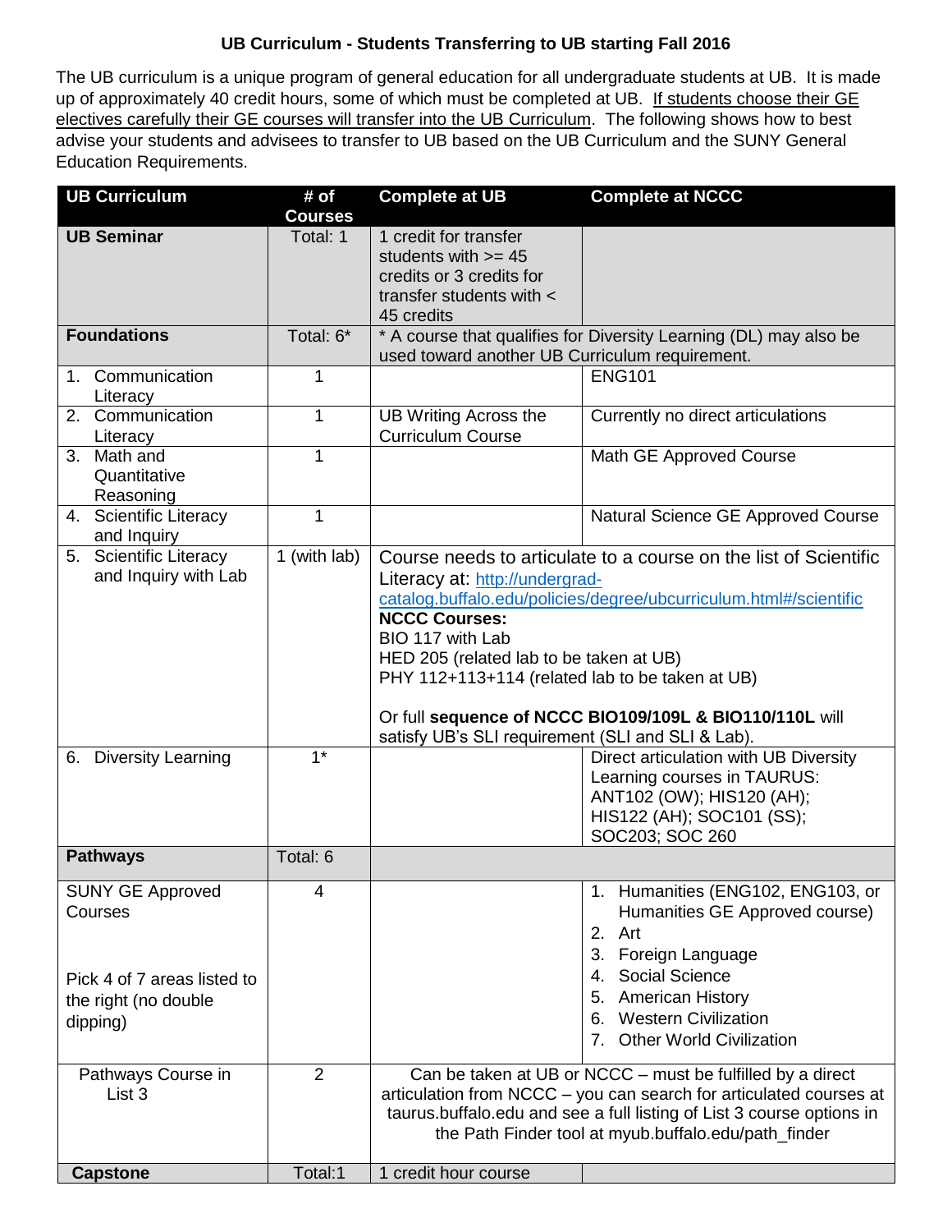## UB Curriculum - Students Transferring to UB starting Fall 2016

The UB curriculum is a unique program of general education for all undergraduate students at UB. It is made up of approximately 40 credit hours, some of which must be completed at UB. If students choose their GE electives carefully their GE courses will transfer into the UB Curriculum. The following shows how to best advise your students and advisees to transfer to UB based on the UB Curriculum and the SUNY General Education Requirements.

| UB Curriculum | # of Courses | Complete at UB | Complete at NCCC |
|---|---|---|---|
| **UB Seminar** | Total: 1 | 1 credit for transfer students with >= 45 credits or 3 credits for transfer students with < 45 credits | |
| **Foundations** | Total: 6* | * A course that qualifies for Diversity Learning (DL) may also be used toward another UB Curriculum requirement. | |
| 1. Communication Literacy | 1 | | ENG101 |
| 2. Communication Literacy | 1 | UB Writing Across the Curriculum Course | Currently no direct articulations |
| 3. Math and Quantitative Reasoning | 1 | | Math GE Approved Course |
| 4. Scientific Literacy and Inquiry | 1 | | Natural Science GE Approved Course |
| 5. Scientific Literacy and Inquiry with Lab | 1 (with lab) | Course needs to articulate to a course on the list of Scientific Literacy at: http://undergrad-catalog.buffalo.edu/policies/degree/ubcurriculum.html#/scientific<br>**NCCC Courses:**<br>BIO 117 with Lab<br>HED 205 (related lab to be taken at UB)<br>PHY 112+113+114 (related lab to be taken at UB)<br><br>Or full **sequence of NCCC BIO109/109L & BIO110/110L** will satisfy UB's SLI requirement (SLI and SLI & Lab). | |
| 6. Diversity Learning | 1* | | Direct articulation with UB Diversity Learning courses in TAURUS: ANT102 (OW); HIS120 (AH); HIS122 (AH); SOC101 (SS); SOC203; SOC 260 |
| **Pathways** | Total: 6 | | |
| SUNY GE Approved Courses<br><br>Pick 4 of 7 areas listed to the right (no double dipping) | 4 | | 1. Humanities (ENG102, ENG103, or Humanities GE Approved course)<br>2. Art<br>3. Foreign Language<br>4. Social Science<br>5. American History<br>6. Western Civilization<br>7. Other World Civilization |
| Pathways Course in List 3 | 2 | Can be taken at UB or NCCC – must be fulfilled by a direct articulation from NCCC – you can search for articulated courses at taurus.buffalo.edu and see a full listing of List 3 course options in the Path Finder tool at myub.buffalo.edu/path_finder | |
| **Capstone** | Total:1 | 1 credit hour course | |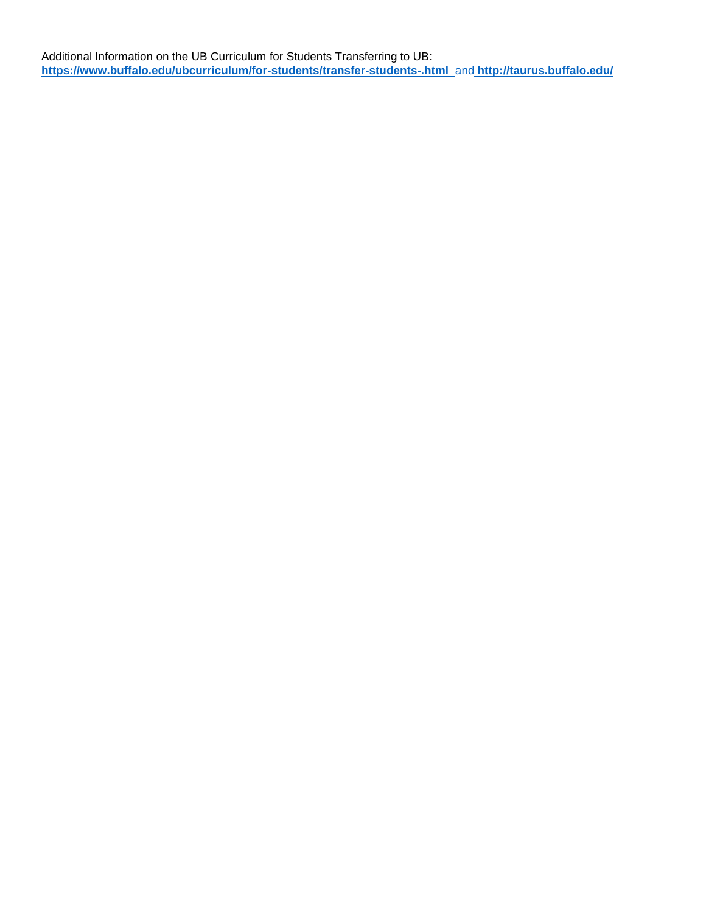Additional Information on the UB Curriculum for Students Transferring to UB:
**https://www.buffalo.edu/ubcurriculum/for-students/transfer-students-.html** and **http://taurus.buffalo.edu/**